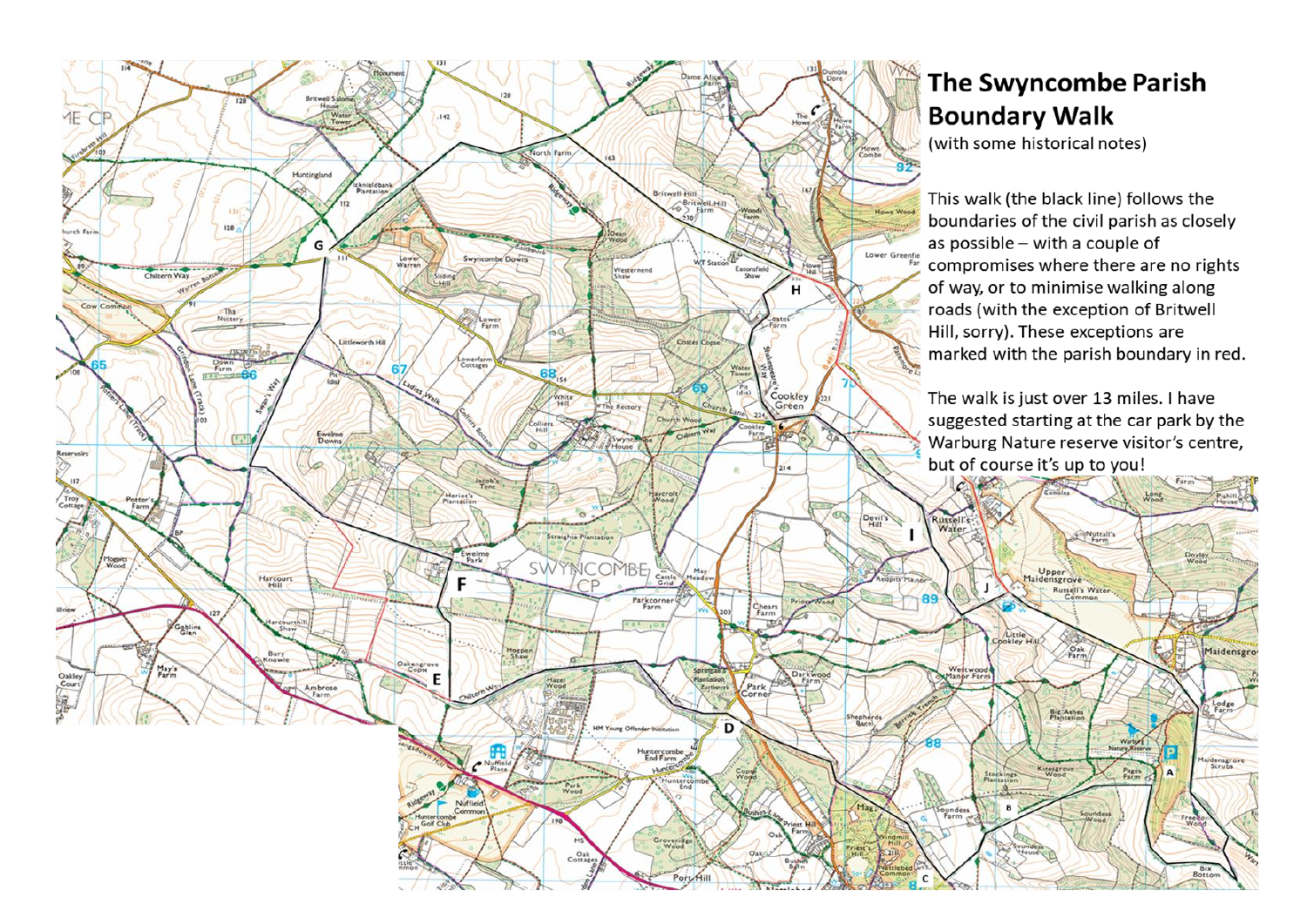# The Swyncombe Parish Boundary Walk

(with some historical notes)

This walk (the black line) follows the boundaries of the civil parish as closely as possible – with a couple of compromises where there are no rights of way, or to minimise walking along roads (with the exception of Britwell Hill, sorry). These exceptions are marked with the parish boundary in red.

The walk is just over 13 miles. I have suggested starting at the car park by the Warburg Nature reserve visitor's centre, but of course it's up to you!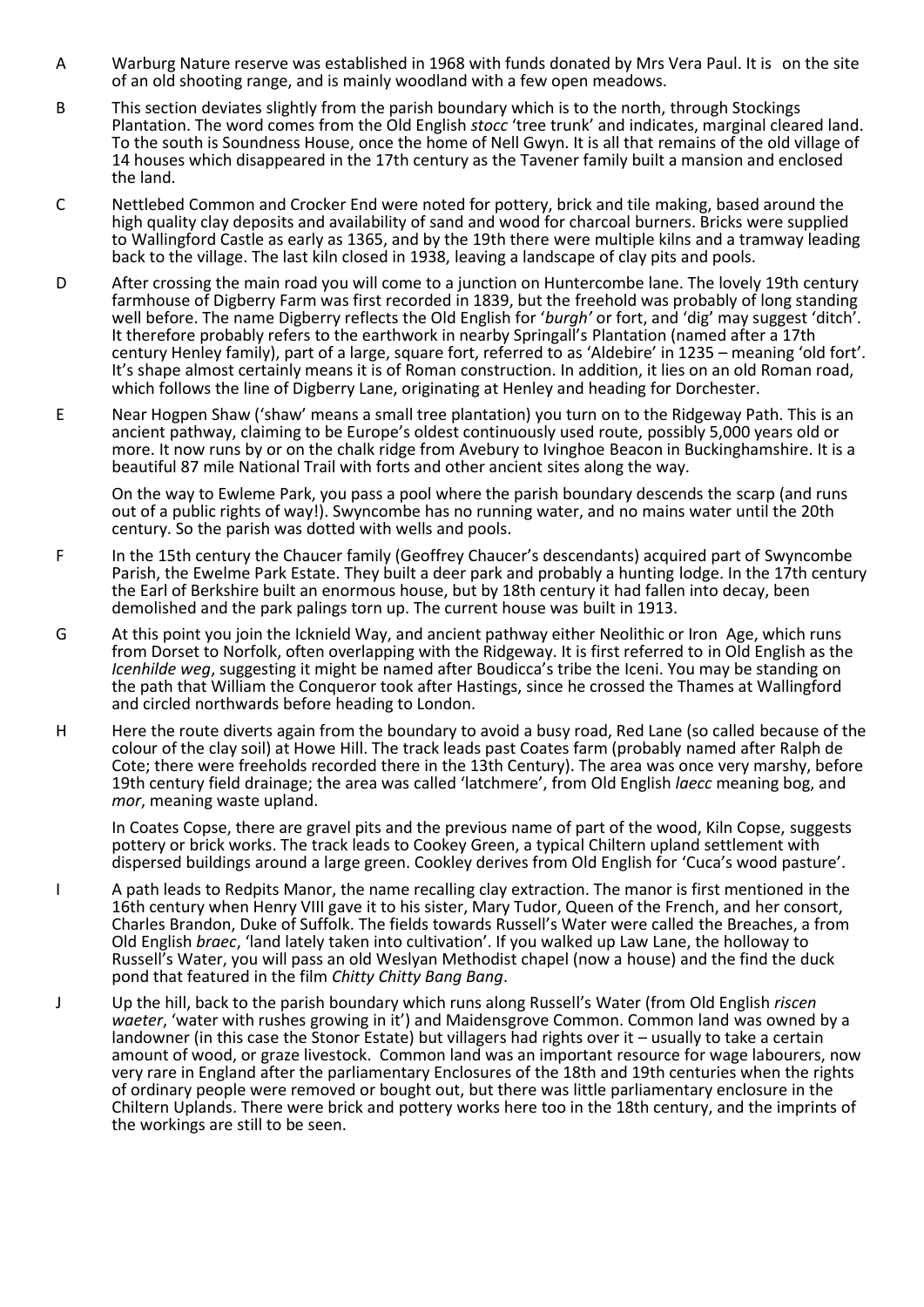A Warburg Nature reserve was established in 1968 with funds donated by Mrs Vera Paul. It is on the site of an old shooting range, and is mainly woodland with a few open meadows.

B This section deviates slightly from the parish boundary which is to the north, through Stockings Plantation. The word comes from the Old English *stocc* 'tree trunk' and indicates, marginal cleared land. To the south is Soundness House, once the home of Nell Gwyn. It is all that remains of the old village of 14 houses which disappeared in the 17th century as the Tavener family built a mansion and enclosed the land.

C Nettlebed Common and Crocker End were noted for pottery, brick and tile making, based around the high quality clay deposits and availability of sand and wood for charcoal burners. Bricks were supplied to Wallingford Castle as early as 1365, and by the 19th there were multiple kilns and a tramway leading back to the village. The last kiln closed in 1938, leaving a landscape of clay pits and pools.

D After crossing the main road you will come to a junction on Huntercombe lane. The lovely 19th century farmhouse of Digberry Farm was first recorded in 1839, but the freehold was probably of long standing well before. The name Digberry reflects the Old English for '*burgh'* or fort, and 'dig' may suggest 'ditch'. It therefore probably refers to the earthwork in nearby Springall's Plantation (named after a 17th century Henley family), part of a large, square fort, referred to as 'Aldebire' in 1235 – meaning 'old fort'. It's shape almost certainly means it is of Roman construction. In addition, it lies on an old Roman road, which follows the line of Digberry Lane, originating at Henley and heading for Dorchester.

E Near Hogpen Shaw ('shaw' means a small tree plantation) you turn on to the Ridgeway Path. This is an ancient pathway, claiming to be Europe's oldest continuously used route, possibly 5,000 years old or more. It now runs by or on the chalk ridge from Avebury to Ivinghoe Beacon in Buckinghamshire. It is a beautiful 87 mile National Trail with forts and other ancient sites along the way.

On the way to Ewleme Park, you pass a pool where the parish boundary descends the scarp (and runs out of a public rights of way!). Swyncombe has no running water, and no mains water until the 20th century. So the parish was dotted with wells and pools.

F In the 15th century the Chaucer family (Geoffrey Chaucer's descendants) acquired part of Swyncombe Parish, the Ewelme Park Estate. They built a deer park and probably a hunting lodge. In the 17th century the Earl of Berkshire built an enormous house, but by 18th century it had fallen into decay, been demolished and the park palings torn up. The current house was built in 1913.

G At this point you join the Icknield Way, and ancient pathway either Neolithic or Iron Age, which runs from Dorset to Norfolk, often overlapping with the Ridgeway. It is first referred to in Old English as the *Icenhilde weg*, suggesting it might be named after Boudicca's tribe the Iceni. You may be standing on the path that William the Conqueror took after Hastings, since he crossed the Thames at Wallingford and circled northwards before heading to London.

H Here the route diverts again from the boundary to avoid a busy road, Red Lane (so called because of the colour of the clay soil) at Howe Hill. The track leads past Coates farm (probably named after Ralph de Cote; there were freeholds recorded there in the 13th Century). The area was once very marshy, before 19th century field drainage; the area was called 'latchmere', from Old English *laecc* meaning bog, and *mor*, meaning waste upland.

In Coates Copse, there are gravel pits and the previous name of part of the wood, Kiln Copse, suggests pottery or brick works. The track leads to Cookey Green, a typical Chiltern upland settlement with dispersed buildings around a large green. Cookley derives from Old English for 'Cuca's wood pasture'.

I A path leads to Redpits Manor, the name recalling clay extraction. The manor is first mentioned in the 16th century when Henry VIII gave it to his sister, Mary Tudor, Queen of the French, and her consort, Charles Brandon, Duke of Suffolk. The fields towards Russell's Water were called the Breaches, a from Old English *braec*, 'land lately taken into cultivation'. If you walked up Law Lane, the holloway to Russell's Water, you will pass an old Weslyan Methodist chapel (now a house) and the find the duck pond that featured in the film *Chitty Chitty Bang Bang*.

J Up the hill, back to the parish boundary which runs along Russell's Water (from Old English *riscen waeter*, 'water with rushes growing in it') and Maidensgrove Common. Common land was owned by a landowner (in this case the Stonor Estate) but villagers had rights over it – usually to take a certain amount of wood, or graze livestock. Common land was an important resource for wage labourers, now very rare in England after the parliamentary Enclosures of the 18th and 19th centuries when the rights of ordinary people were removed or bought out, but there was little parliamentary enclosure in the Chiltern Uplands. There were brick and pottery works here too in the 18th century, and the imprints of the workings are still to be seen.